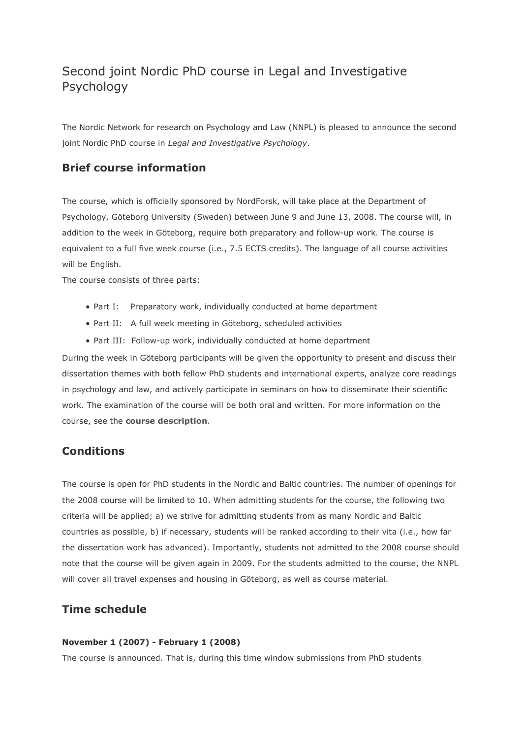# Second joint Nordic PhD course in Legal and Investigative Psychology

The Nordic Network for research on Psychology and Law (NNPL) is pleased to announce the second joint Nordic PhD course in *Legal and Investigative Psychology*.

## Brief course information

The course, which is officially sponsored by NordForsk, will take place at the Department of Psychology, Göteborg University (Sweden) between June 9 and June 13, 2008. The course will, in addition to the week in Göteborg, require both preparatory and follow-up work. The course is equivalent to a full five week course (i.e., 7.5 ECTS credits). The language of all course activities will be English.

The course consists of three parts:

- Part I: Preparatory work, individually conducted at home department
- Part II: A full week meeting in Göteborg, scheduled activities
- Part III: Follow-up work, individually conducted at home department

During the week in Göteborg participants will be given the opportunity to present and discuss their dissertation themes with both fellow PhD students and international experts, analyze core readings in psychology and law, and actively participate in seminars on how to disseminate their scientific work. The examination of the course will be both oral and written. For more information on the course, see the **course description**.

## Conditions

The course is open for PhD students in the Nordic and Baltic countries. The number of openings for the 2008 course will be limited to 10. When admitting students for the course, the following two criteria will be applied; a) we strive for admitting students from as many Nordic and Baltic countries as possible, b) if necessary, students will be ranked according to their vita (i.e., how far the dissertation work has advanced). Importantly, students not admitted to the 2008 course should note that the course will be given again in 2009. For the students admitted to the course, the NNPL will cover all travel expenses and housing in Göteborg, as well as course material.

## Time schedule

#### November 1 (2007) - February 1 (2008)

The course is announced. That is, during this time window submissions from PhD students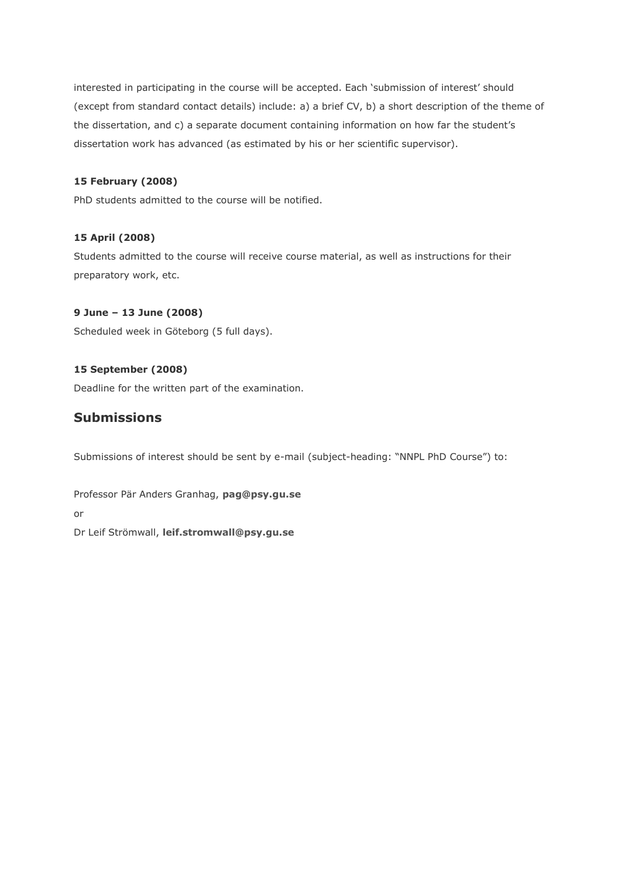interested in participating in the course will be accepted. Each 'submission of interest' should (except from standard contact details) include: a) a brief CV, b) a short description of the theme of the dissertation, and c) a separate document containing information on how far the student's dissertation work has advanced (as estimated by his or her scientific supervisor).

**15 February (2008)**

PhD students admitted to the course will be notified.

**15 April (2008)**

Students admitted to the course will receive course material, as well as instructions for their preparatory work, etc.

**9 June – 13 June (2008)**

Scheduled week in Göteborg (5 full days).

**15 September (2008)**

Deadline for the written part of the examination.

## Submissions

Submissions of interest should be sent by e-mail (subject-heading: "NNPL PhD Course") to:

Professor Pär Anders Granhag, **pag@psy.gu.se**

or

Dr Leif Strömwall, **leif.stromwall@psy.gu.se**